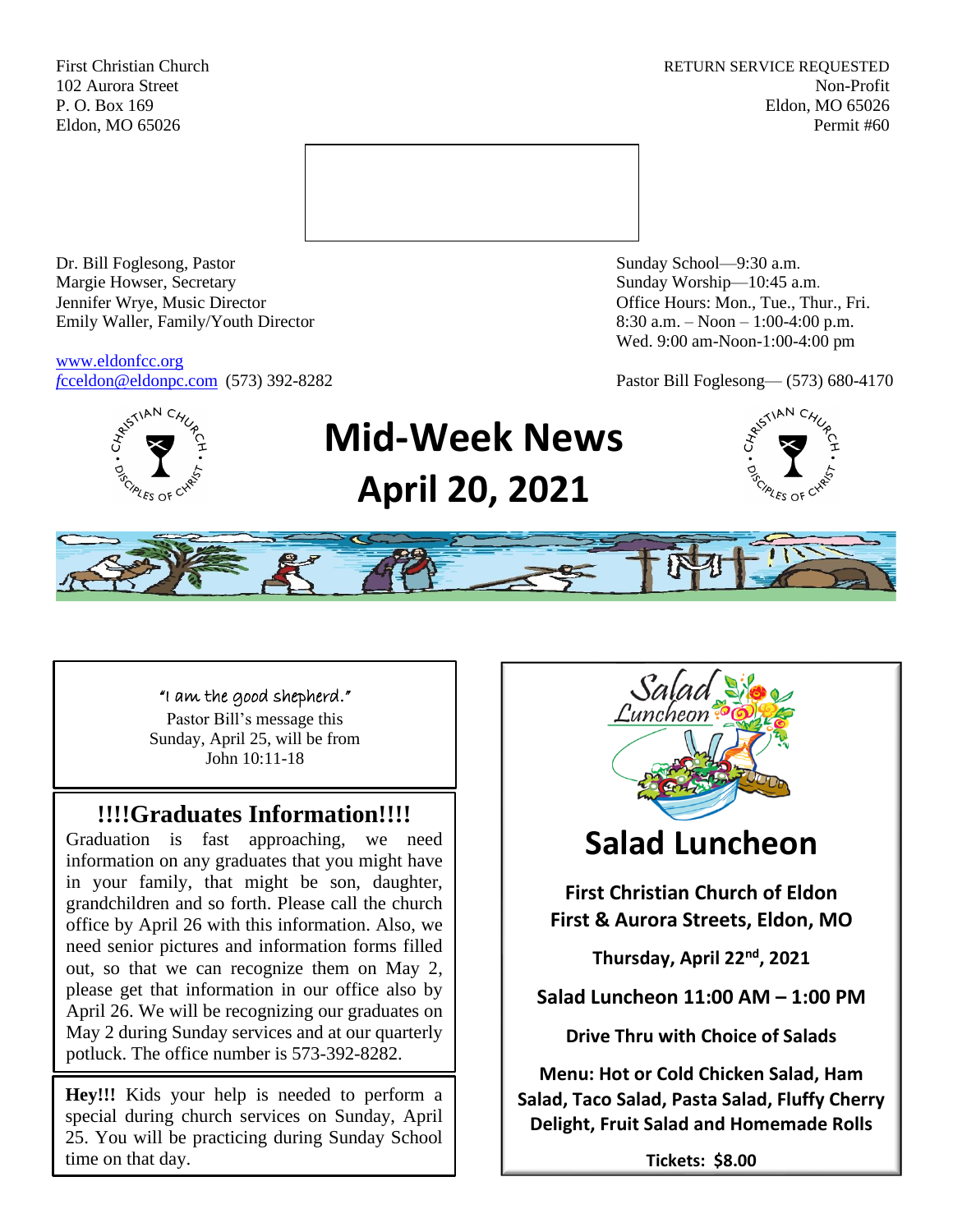First Christian Church
102 Aurora Street
P. O. Box 169
Eldon, MO 65026

RETURN SERVICE REQUESTED
Non-Profit
Eldon, MO 65026
Permit #60

Dr. Bill Foglesong, Pastor
Margie Howser, Secretary
Jennifer Wrye, Music Director
Emily Waller, Family/Youth Director

www.eldonfcc.org
fcceldon@eldonpc.com (573) 392-8282

Sunday School—9:30 a.m.
Sunday Worship—10:45 a.m.
Office Hours: Mon., Tue., Thur., Fri.
8:30 a.m. – Noon – 1:00-4:00 p.m.
Wed. 9:00 am-Noon-1:00-4:00 pm

Pastor Bill Foglesong— (573) 680-4170

# Mid-Week News April 20, 2021

"I am the good shepherd."
Pastor Bill's message this Sunday, April 25, will be from John 10:11-18

## !!!!Graduates Information!!!!

Graduation is fast approaching, we need information on any graduates that you might have in your family, that might be son, daughter, grandchildren and so forth. Please call the church office by April 26 with this information. Also, we need senior pictures and information forms filled out, so that we can recognize them on May 2, please get that information in our office also by April 26. We will be recognizing our graduates on May 2 during Sunday services and at our quarterly potluck. The office number is 573-392-8282.

**Hey!!!** Kids your help is needed to perform a special during church services on Sunday, April 25. You will be practicing during Sunday School time on that day.

## Salad Luncheon

**First Christian Church of Eldon**
**First & Aurora Streets, Eldon, MO**

**Thursday, April 22nd, 2021**

**Salad Luncheon 11:00 AM – 1:00 PM**

**Drive Thru with Choice of Salads**

**Menu: Hot or Cold Chicken Salad, Ham Salad, Taco Salad, Pasta Salad, Fluffy Cherry Delight, Fruit Salad and Homemade Rolls**

**Tickets: $8.00**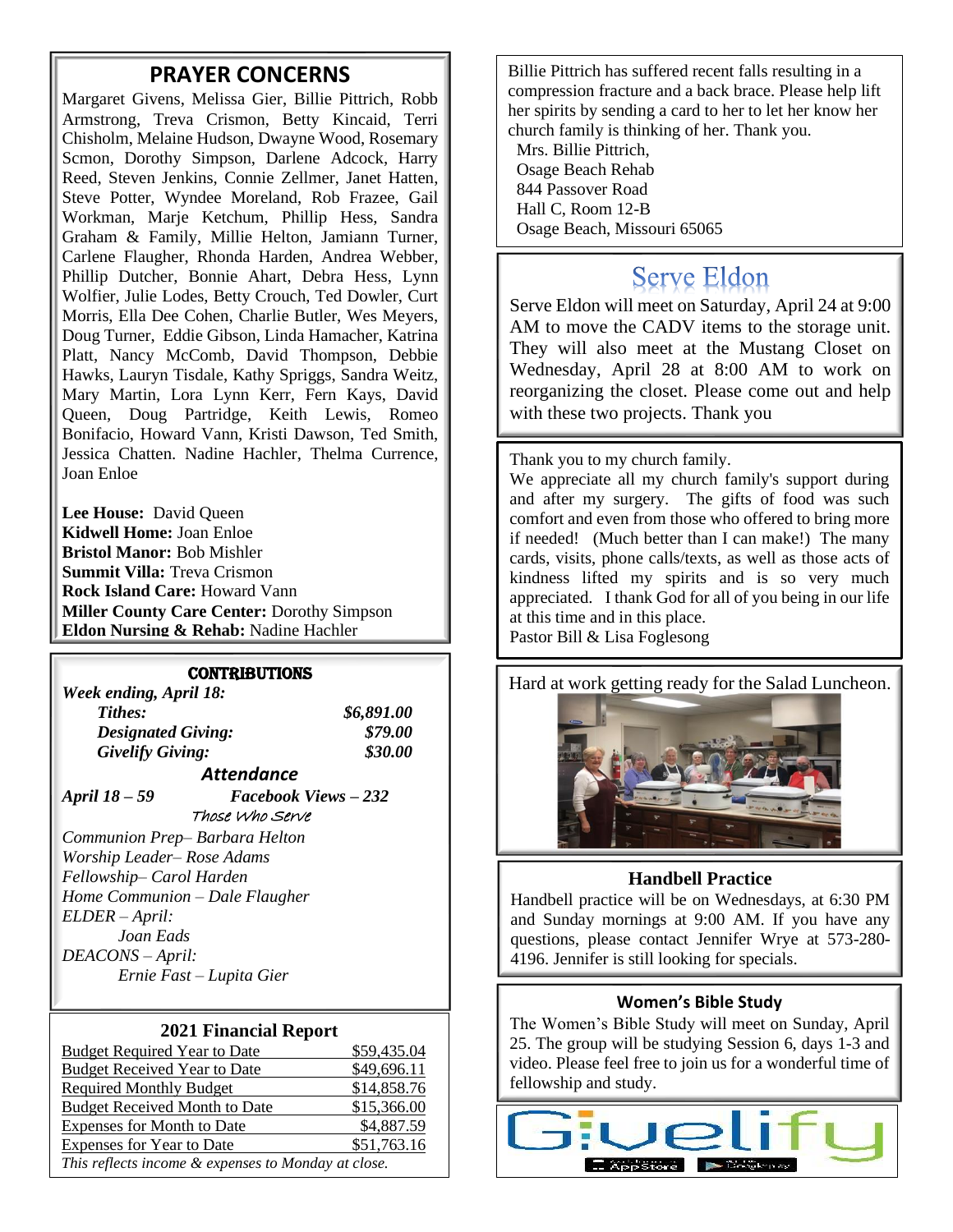## PRAYER CONCERNS

Margaret Givens, Melissa Gier, Billie Pittrich, Robb Armstrong, Treva Crismon, Betty Kincaid, Terri Chisholm, Melaine Hudson, Dwayne Wood, Rosemary Scmon, Dorothy Simpson, Darlene Adcock, Harry Reed, Steven Jenkins, Connie Zellmer, Janet Hatten, Steve Potter, Wyndee Moreland, Rob Frazee, Gail Workman, Marje Ketchum, Phillip Hess, Sandra Graham & Family, Millie Helton, Jamiann Turner, Carlene Flaugher, Rhonda Harden, Andrea Webber, Phillip Dutcher, Bonnie Ahart, Debra Hess, Lynn Wolfier, Julie Lodes, Betty Crouch, Ted Dowler, Curt Morris, Ella Dee Cohen, Charlie Butler, Wes Meyers, Doug Turner, Eddie Gibson, Linda Hamacher, Katrina Platt, Nancy McComb, David Thompson, Debbie Hawks, Lauryn Tisdale, Kathy Spriggs, Sandra Weitz, Mary Martin, Lora Lynn Kerr, Fern Kays, David Queen, Doug Partridge, Keith Lewis, Romeo Bonifacio, Howard Vann, Kristi Dawson, Ted Smith, Jessica Chatten. Nadine Hachler, Thelma Currence, Joan Enloe

**Lee House:** David Queen
**Kidwell Home:** Joan Enloe
**Bristol Manor:** Bob Mishler
**Summit Villa:** Treva Crismon
**Rock Island Care:** Howard Vann
**Miller County Care Center:** Dorothy Simpson
**Eldon Nursing & Rehab:** Nadine Hachler

## CONTRIBUTIONS

***Week ending, April 18:***

| | |
|---|---|
| ***Tithes:*** | ***$6,891.00*** |
| ***Designated Giving:*** | ***$79.00*** |
| ***Givelify Giving:*** | ***$30.00*** |

### *Attendance*

***April 18 – 59*** ***Facebook Views – 232***

*Those Who Serve*

*Communion Prep– Barbara Helton*
*Worship Leader– Rose Adams*
*Fellowship– Carol Harden*
*Home Communion – Dale Flaugher*
*ELDER – April:*
*Joan Eads*
*DEACONS – April:*
*Ernie Fast – Lupita Gier*

## 2021 Financial Report

| | |
|---|---|
| Budget Required Year to Date | $59,435.04 |
| Budget Received Year to Date | $49,696.11 |
| Required Monthly Budget | $14,858.76 |
| Budget Received Month to Date | $15,366.00 |
| Expenses for Month to Date | $4,887.59 |
| Expenses for Year to Date | $51,763.16 |

*This reflects income & expenses to Monday at close.*

Billie Pittrich has suffered recent falls resulting in a compression fracture and a back brace. Please help lift her spirits by sending a card to her to let her know her church family is thinking of her. Thank you.

Mrs. Billie Pittrich,
Osage Beach Rehab
844 Passover Road
Hall C, Room 12-B
Osage Beach, Missouri 65065

## Serve Eldon

Serve Eldon will meet on Saturday, April 24 at 9:00 AM to move the CADV items to the storage unit. They will also meet at the Mustang Closet on Wednesday, April 28 at 8:00 AM to work on reorganizing the closet. Please come out and help with these two projects. Thank you

Thank you to my church family.
We appreciate all my church family's support during and after my surgery. The gifts of food was such comfort and even from those who offered to bring more if needed! (Much better than I can make!) The many cards, visits, phone calls/texts, as well as those acts of kindness lifted my spirits and is so very much appreciated. I thank God for all of you being in our life at this time and in this place.
Pastor Bill & Lisa Foglesong

Hard at work getting ready for the Salad Luncheon.

### Handbell Practice

Handbell practice will be on Wednesdays, at 6:30 PM and Sunday mornings at 9:00 AM. If you have any questions, please contact Jennifer Wrye at 573-280-4196. Jennifer is still looking for specials.

### Women's Bible Study

The Women's Bible Study will meet on Sunday, April 25. The group will be studying Session 6, days 1-3 and video. Please feel free to join us for a wonderful time of fellowship and study.

Givelify